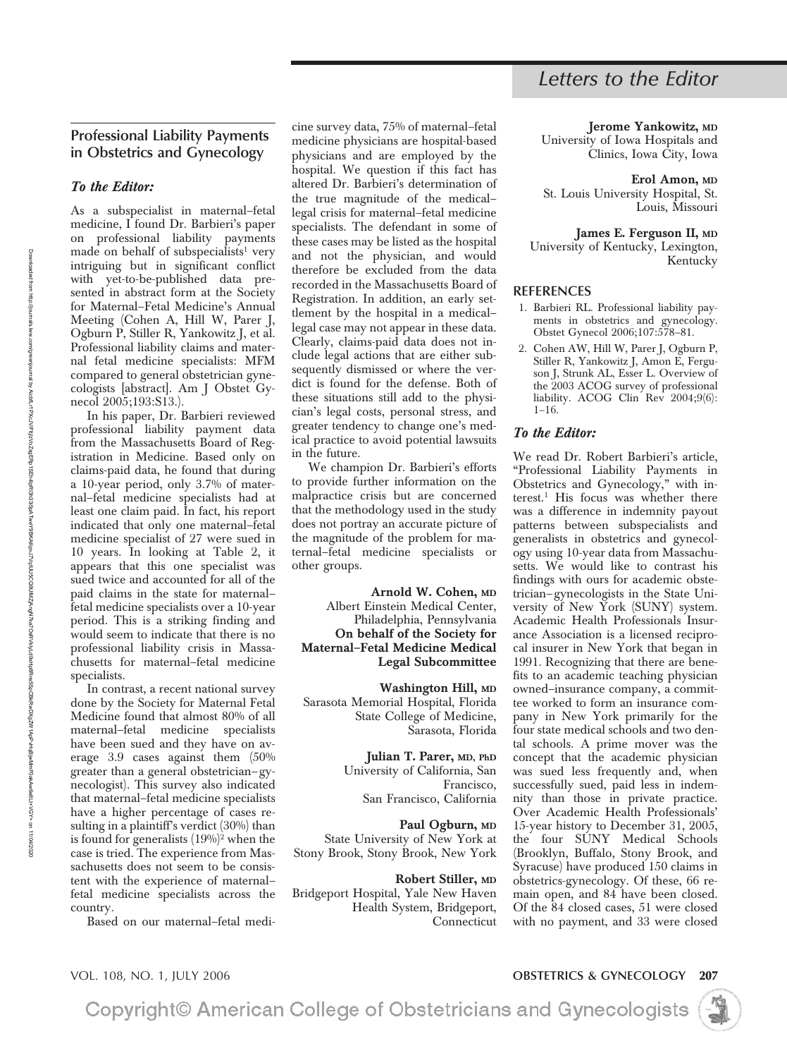# Letters to the Editor

## Professional Liability Payments in Obstetrics and Gynecology

### *To the Editor:*

As a subspecialist in maternal–fetal medicine, I found Dr. Barbieri's paper on professional liability payments made on behalf of subspecialists[1] very intriguing but in significant conflict with yet-to-be-published data presented in abstract form at the Society for Maternal–Fetal Medicine's Annual Meeting (Cohen A, Hill W, Parer J, Ogburn P, Stiller R, Yankowitz J, et al. Professional liability claims and maternal fetal medicine specialists: MFM compared to general obstetrician gynecologists [abstract]. Am J Obstet Gynecol 2005;193:S13.).

In his paper, Dr. Barbieri reviewed professional liability payment data from the Massachusetts Board of Registration in Medicine. Based only on claims-paid data, he found that during a 10-year period, only 3.7% of maternal–fetal medicine specialists had at least one claim paid. In fact, his report indicated that only one maternal–fetal medicine specialist of 27 were sued in 10 years. In looking at Table 2, it appears that this one specialist was sued twice and accounted for all of the paid claims in the state for maternal–fetal medicine specialists over a 10-year period. This is a striking finding and would seem to indicate that there is no professional liability crisis in Massachusetts for maternal–fetal medicine specialists.

In contrast, a recent national survey done by the Society for Maternal Fetal Medicine found that almost 80% of all maternal–fetal medicine specialists have been sued and they have on average 3.9 cases against them (50% greater than a general obstetrician–gynecologist). This survey also indicated that maternal–fetal medicine specialists have a higher percentage of cases resulting in a plaintiff's verdict (30%) than is found for generalists (19%)[2] when the case is tried. The experience from Massachusetts does not seem to be consistent with the experience of maternal–fetal medicine specialists across the country.

Based on our maternal–fetal medicine survey data, 75% of maternal–fetal medicine physicians are hospital-based physicians and are employed by the hospital. We question if this fact has altered Dr. Barbieri's determination of the true magnitude of the medical–legal crisis for maternal–fetal medicine specialists. The defendant in some of these cases may be listed as the hospital and not the physician, and would therefore be excluded from the data recorded in the Massachusetts Board of Registration. In addition, an early settlement by the hospital in a medical–legal case may not appear in these data. Clearly, claims-paid data does not include legal actions that are either subsequently dismissed or where the verdict is found for the defense. Both of these situations still add to the physician's legal costs, personal stress, and greater tendency to change one's medical practice to avoid potential lawsuits in the future.

We champion Dr. Barbieri's efforts to provide further information on the malpractice crisis but are concerned that the methodology used in the study does not portray an accurate picture of the magnitude of the problem for maternal–fetal medicine specialists or other groups.

**Arnold W. Cohen, MD**
Albert Einstein Medical Center, Philadelphia, Pennsylvania
**On behalf of the Society for Maternal–Fetal Medicine Medical Legal Subcommittee**

**Washington Hill, MD**
Sarasota Memorial Hospital, Florida State College of Medicine, Sarasota, Florida

**Julian T. Parer, MD, PhD**
University of California, San Francisco, San Francisco, California

**Paul Ogburn, MD**
State University of New York at Stony Brook, Stony Brook, New York

**Robert Stiller, MD**
Bridgeport Hospital, Yale New Haven Health System, Bridgeport, Connecticut

**Jerome Yankowitz, MD**
University of Iowa Hospitals and Clinics, Iowa City, Iowa

**Erol Amon, MD**
St. Louis University Hospital, St. Louis, Missouri

**James E. Ferguson II, MD**
University of Kentucky, Lexington, Kentucky

### REFERENCES

1. Barbieri RL. Professional liability payments in obstetrics and gynecology. Obstet Gynecol 2006;107:578–81.
2. Cohen AW, Hill W, Parer J, Ogburn P, Stiller R, Yankowitz J, Amon E, Ferguson J, Strunk AL, Esser L. Overview of the 2003 ACOG survey of professional liability. ACOG Clin Rev 2004;9(6): 1–16.

### *To the Editor:*

We read Dr. Robert Barbieri's article, "Professional Liability Payments in Obstetrics and Gynecology," with interest.[1] His focus was whether there was a difference in indemnity payout patterns between subspecialists and generalists in obstetrics and gynecology using 10-year data from Massachusetts. We would like to contrast his findings with ours for academic obstetrician–gynecologists in the State University of New York (SUNY) system. Academic Health Professionals Insurance Association is a licensed reciprocal insurer in New York that began in 1991. Recognizing that there are benefits to an academic teaching physician owned–insurance company, a committee worked to form an insurance company in New York primarily for the four state medical schools and two dental schools. A prime mover was the concept that the academic physician was sued less frequently and, when successfully sued, paid less in indemnity than those in private practice. Over Academic Health Professionals' 15-year history to December 31, 2005, the four SUNY Medical Schools (Brooklyn, Buffalo, Stony Brook, and Syracuse) have produced 150 claims in obstetrics-gynecology. Of these, 66 remain open, and 84 have been closed. Of the 84 closed cases, 51 were closed with no payment, and 33 were closed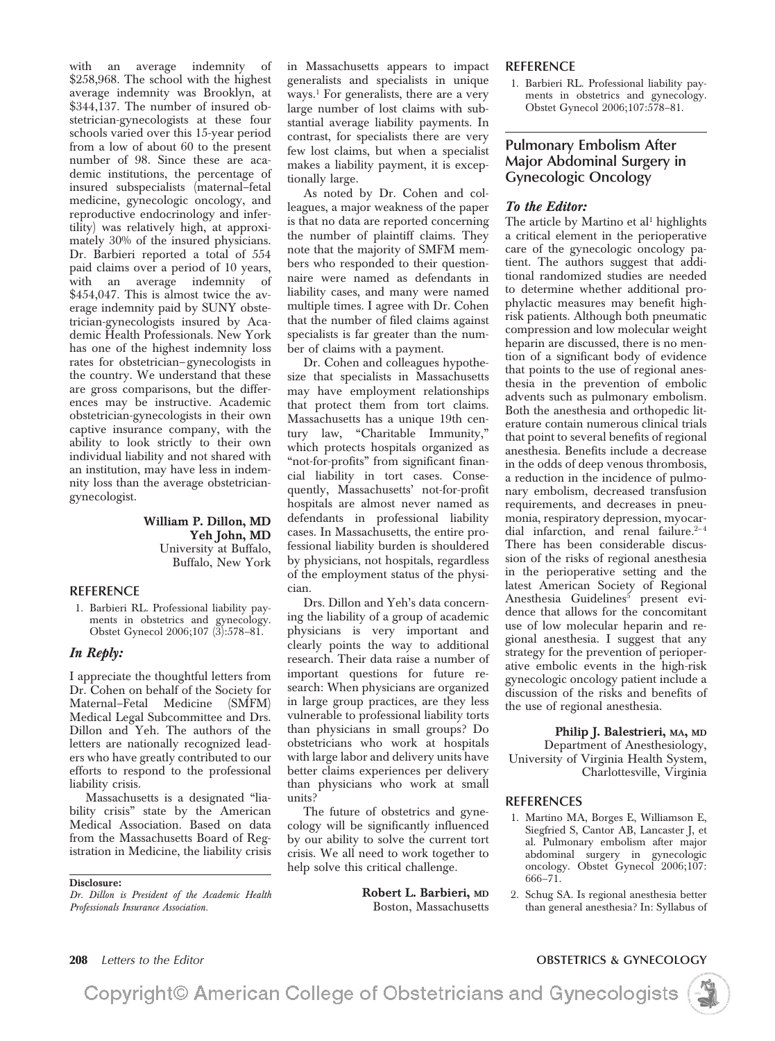with an average indemnity of $258,968. The school with the highest average indemnity was Brooklyn, at $344,137. The number of insured obstetrician-gynecologists at these four schools varied over this 15-year period from a low of about 60 to the present number of 98. Since these are academic institutions, the percentage of insured subspecialists (maternal–fetal medicine, gynecologic oncology, and reproductive endocrinology and infertility) was relatively high, at approximately 30% of the insured physicians. Dr. Barbieri reported a total of 554 paid claims over a period of 10 years, with an average indemnity of $454,047. This is almost twice the average indemnity paid by SUNY obstetrician-gynecologists insured by Academic Health Professionals. New York has one of the highest indemnity loss rates for obstetrician–gynecologists in the country. We understand that these are gross comparisons, but the differences may be instructive. Academic obstetrician-gynecologists in their own captive insurance company, with the ability to look strictly to their own individual liability and not shared with an institution, may have less in indemnity loss than the average obstetrician-gynecologist.

**William P. Dillon, MD**
**Yeh John, MD**
University at Buffalo,
Buffalo, New York

**Disclosure:**
*Dr. Dillon is President of the Academic Health Professionals Insurance Association.*

### REFERENCE

1. Barbieri RL. Professional liability payments in obstetrics and gynecology. Obstet Gynecol 2006;107 (3):578–81.

### *In Reply:*

I appreciate the thoughtful letters from Dr. Cohen on behalf of the Society for Maternal–Fetal Medicine (SMFM) Medical Legal Subcommittee and Drs. Dillon and Yeh. The authors of the letters are nationally recognized leaders who have greatly contributed to our efforts to respond to the professional liability crisis.

Massachusetts is a designated "liability crisis" state by the American Medical Association. Based on data from the Massachusetts Board of Registration in Medicine, the liability crisis in Massachusetts appears to impact generalists and specialists in unique ways.[1] For generalists, there are a very large number of lost claims with substantial average liability payments. In contrast, for specialists there are very few lost claims, but when a specialist makes a liability payment, it is exceptionally large.

As noted by Dr. Cohen and colleagues, a major weakness of the paper is that no data are reported concerning the number of plaintiff claims. They note that the majority of SMFM members who responded to their questionnaire were named as defendants in liability cases, and many were named multiple times. I agree with Dr. Cohen that the number of filed claims against specialists is far greater than the number of claims with a payment.

Dr. Cohen and colleagues hypothesize that specialists in Massachusetts may have employment relationships that protect them from tort claims. Massachusetts has a unique 19th century law, "Charitable Immunity," which protects hospitals organized as "not-for-profits" from significant financial liability in tort cases. Consequently, Massachusetts' not-for-profit hospitals are almost never named as defendants in professional liability cases. In Massachusetts, the entire professional liability burden is shouldered by physicians, not hospitals, regardless of the employment status of the physician.

Drs. Dillon and Yeh's data concerning the liability of a group of academic physicians is very important and clearly points the way to additional research. Their data raise a number of important questions for future research: When physicians are organized in large group practices, are they less vulnerable to professional liability torts than physicians in small groups? Do obstetricians who work at hospitals with large labor and delivery units have better claims experiences per delivery than physicians who work at small units?

The future of obstetrics and gynecology will be significantly influenced by our ability to solve the current tort crisis. We all need to work together to help solve this critical challenge.

**Robert L. Barbieri, MD**
Boston, Massachusetts

### REFERENCE

1. Barbieri RL. Professional liability payments in obstetrics and gynecology. Obstet Gynecol 2006;107:578–81.

## Pulmonary Embolism After Major Abdominal Surgery in Gynecologic Oncology

### *To the Editor:*

The article by Martino et al[1] highlights a critical element in the perioperative care of the gynecologic oncology patient. The authors suggest that additional randomized studies are needed to determine whether additional prophylactic measures may benefit high-risk patients. Although both pneumatic compression and low molecular weight heparin are discussed, there is no mention of a significant body of evidence that points to the use of regional anesthesia in the prevention of embolic advents such as pulmonary embolism. Both the anesthesia and orthopedic literature contain numerous clinical trials that point to several benefits of regional anesthesia. Benefits include a decrease in the odds of deep venous thrombosis, a reduction in the incidence of pulmonary embolism, decreased transfusion requirements, and decreases in pneumonia, respiratory depression, myocardial infarction, and renal failure.[2–4] There has been considerable discussion of the risks of regional anesthesia in the perioperative setting and the latest American Society of Regional Anesthesia Guidelines[5] present evidence that allows for the concomitant use of low molecular heparin and regional anesthesia. I suggest that any strategy for the prevention of perioperative embolic events in the high-risk gynecologic oncology patient include a discussion of the risks and benefits of the use of regional anesthesia.

**Philip J. Balestrieri, MA, MD**
Department of Anesthesiology,
University of Virginia Health System,
Charlottesville, Virginia

### REFERENCES

1. Martino MA, Borges E, Williamson E, Siegfried S, Cantor AB, Lancaster J, et al. Pulmonary embolism after major abdominal surgery in gynecologic oncology. Obstet Gynecol 2006;107: 666–71.
2. Schug SA. Is regional anesthesia better than general anesthesia? In: Syllabus of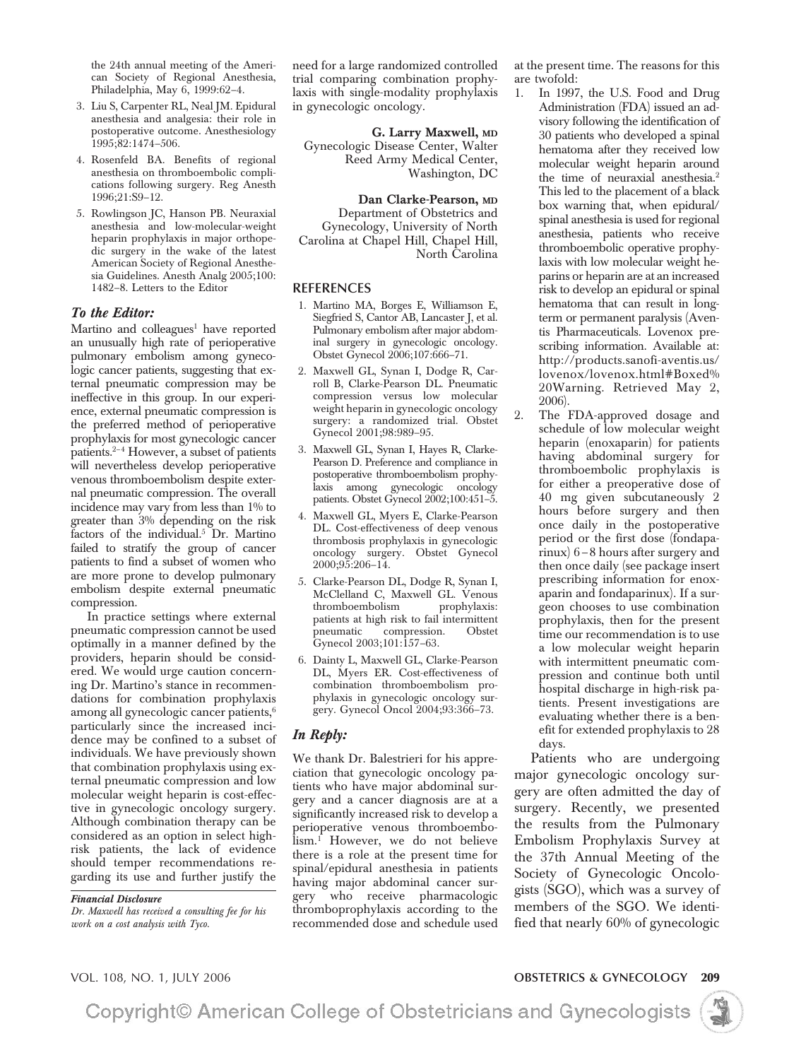the 24th annual meeting of the American Society of Regional Anesthesia, Philadelphia, May 6, 1999:62–4.

3. Liu S, Carpenter RL, Neal JM. Epidural anesthesia and analgesia: their role in postoperative outcome. Anesthesiology 1995;82:1474–506.
4. Rosenfeld BA. Benefits of regional anesthesia on thromboembolic complications following surgery. Reg Anesth 1996;21:S9–12.
5. Rowlingson JC, Hanson PB. Neuraxial anesthesia and low-molecular-weight heparin prophylaxis in major orthopedic surgery in the wake of the latest American Society of Regional Anesthesia Guidelines. Anesth Analg 2005;100: 1482–8. Letters to the Editor

### *To the Editor:*

Martino and colleagues[1] have reported an unusually high rate of perioperative pulmonary embolism among gynecologic cancer patients, suggesting that external pneumatic compression may be ineffective in this group. In our experience, external pneumatic compression is the preferred method of perioperative prophylaxis for most gynecologic cancer patients.[2–4] However, a subset of patients will nevertheless develop perioperative venous thromboembolism despite external pneumatic compression. The overall incidence may vary from less than 1% to greater than 3% depending on the risk factors of the individual.[5] Dr. Martino failed to stratify the group of cancer patients to find a subset of women who are more prone to develop pulmonary embolism despite external pneumatic compression.

In practice settings where external pneumatic compression cannot be used optimally in a manner defined by the providers, heparin should be considered. We would urge caution concerning Dr. Martino's stance in recommendations for combination prophylaxis among all gynecologic cancer patients,[6] particularly since the increased incidence may be confined to a subset of individuals. We have previously shown that combination prophylaxis using external pneumatic compression and low molecular weight heparin is cost-effective in gynecologic oncology surgery. Although combination therapy can be considered as an option in select high-risk patients, the lack of evidence should temper recommendations regarding its use and further justify the need for a large randomized controlled trial comparing combination prophylaxis with single-modality prophylaxis in gynecologic oncology.

**G. Larry Maxwell, MD**
Gynecologic Disease Center, Walter Reed Army Medical Center, Washington, DC

**Dan Clarke-Pearson, MD**
Department of Obstetrics and Gynecology, University of North Carolina at Chapel Hill, Chapel Hill, North Carolina

***Financial Disclosure***
*Dr. Maxwell has received a consulting fee for his work on a cost analysis with Tyco.*

### REFERENCES

1. Martino MA, Borges E, Williamson E, Siegfried S, Cantor AB, Lancaster J, et al. Pulmonary embolism after major abdominal surgery in gynecologic oncology. Obstet Gynecol 2006;107:666–71.
2. Maxwell GL, Synan I, Dodge R, Carroll B, Clarke-Pearson DL. Pneumatic compression versus low molecular weight heparin in gynecologic oncology surgery: a randomized trial. Obstet Gynecol 2001;98:989–95.
3. Maxwell GL, Synan I, Hayes R, Clarke-Pearson D. Preference and compliance in postoperative thromboembolism prophylaxis among gynecologic oncology patients. Obstet Gynecol 2002;100:451–5.
4. Maxwell GL, Myers E, Clarke-Pearson DL. Cost-effectiveness of deep venous thrombosis prophylaxis in gynecologic oncology surgery. Obstet Gynecol 2000;95:206–14.
5. Clarke-Pearson DL, Dodge R, Synan I, McClelland C, Maxwell GL. Venous thromboembolism prophylaxis: patients at high risk to fail intermittent pneumatic compression. Obstet Gynecol 2003;101:157–63.
6. Dainty L, Maxwell GL, Clarke-Pearson DL, Myers ER. Cost-effectiveness of combination thromboembolism prophylaxis in gynecologic oncology surgery. Gynecol Oncol 2004;93:366–73.

### *In Reply:*

We thank Dr. Balestrieri for his appreciation that gynecologic oncology patients who have major abdominal surgery and a cancer diagnosis are at a significantly increased risk to develop a perioperative venous thromboembolism.[1] However, we do not believe there is a role at the present time for spinal/epidural anesthesia in patients having major abdominal cancer surgery who receive pharmacologic thromboprophylaxis according to the recommended dose and schedule used at the present time. The reasons for this are twofold:

1. In 1997, the U.S. Food and Drug Administration (FDA) issued an advisory following the identification of 30 patients who developed a spinal hematoma after they received low molecular weight heparin around the time of neuraxial anesthesia.[2] This led to the placement of a black box warning that, when epidural/spinal anesthesia is used for regional anesthesia, patients who receive thromboembolic operative prophylaxis with low molecular weight heparins or heparin are at an increased risk to develop an epidural or spinal hematoma that can result in long-term or permanent paralysis (Aventis Pharmaceuticals. Lovenox prescribing information. Available at: http://products.sanofi-aventis.us/lovenox/lovenox.html#Boxed%20Warning. Retrieved May 2, 2006).
2. The FDA-approved dosage and schedule of low molecular weight heparin (enoxaparin) for patients having abdominal surgery for thromboembolic prophylaxis is for either a preoperative dose of 40 mg given subcutaneously 2 hours before surgery and then once daily in the postoperative period or the first dose (fondaparinux) 6–8 hours after surgery and then once daily (see package insert prescribing information for enoxaparin and fondaparinux). If a surgeon chooses to use combination prophylaxis, then for the present time our recommendation is to use a low molecular weight heparin with intermittent pneumatic compression and continue both until hospital discharge in high-risk patients. Present investigations are evaluating whether there is a benefit for extended prophylaxis to 28 days.

Patients who are undergoing major gynecologic oncology surgery are often admitted the day of surgery. Recently, we presented the results from the Pulmonary Embolism Prophylaxis Survey at the 37th Annual Meeting of the Society of Gynecologic Oncologists (SGO), which was a survey of members of the SGO. We identified that nearly 60% of gynecologic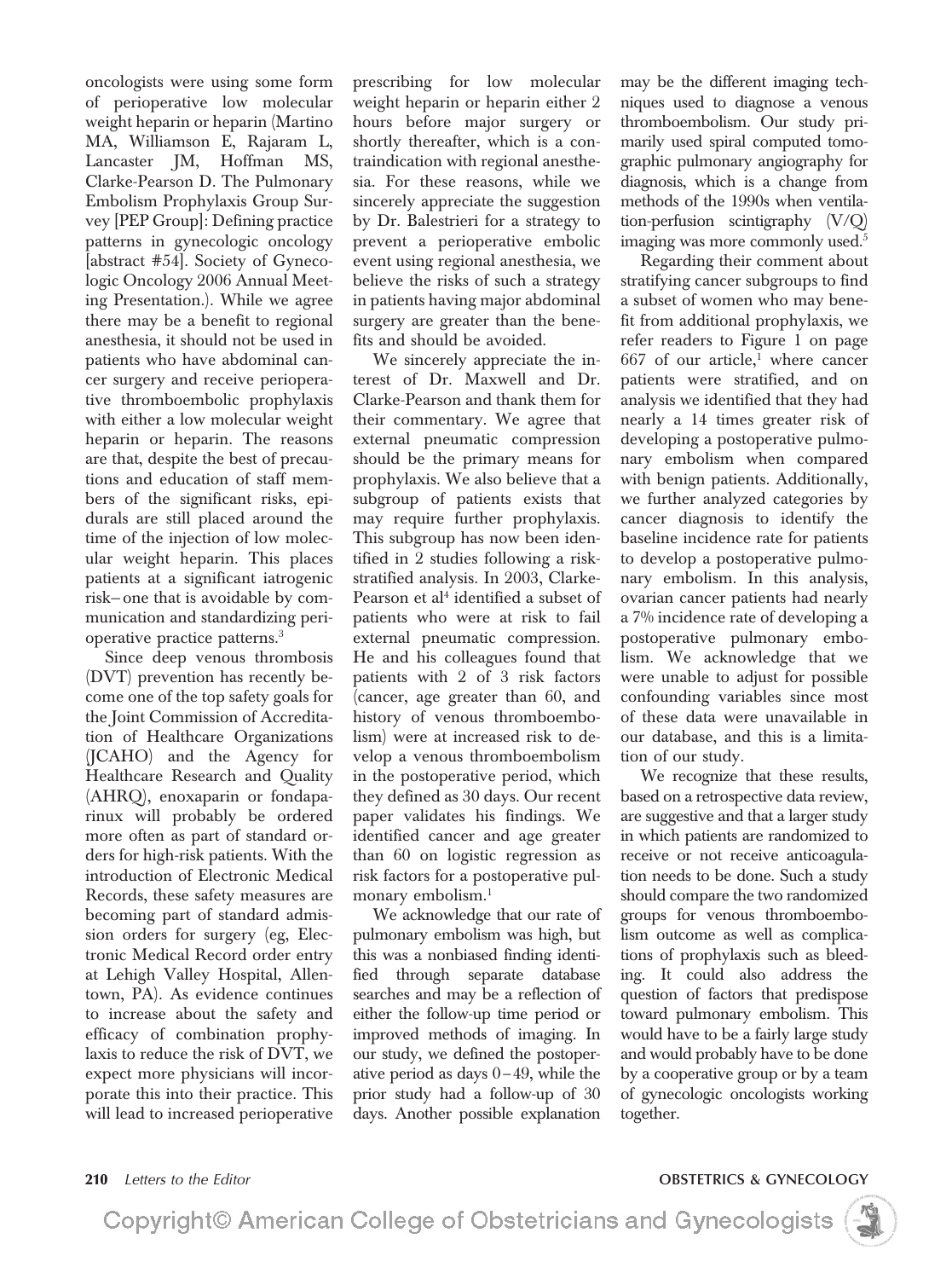oncologists were using some form of perioperative low molecular weight heparin or heparin (Martino MA, Williamson E, Rajaram L, Lancaster JM, Hoffman MS, Clarke-Pearson D. The Pulmonary Embolism Prophylaxis Group Survey [PEP Group]: Defining practice patterns in gynecologic oncology [abstract #54]. Society of Gynecologic Oncology 2006 Annual Meeting Presentation.). While we agree there may be a benefit to regional anesthesia, it should not be used in patients who have abdominal cancer surgery and receive perioperative thromboembolic prophylaxis with either a low molecular weight heparin or heparin. The reasons are that, despite the best of precautions and education of staff members of the significant risks, epidurals are still placed around the time of the injection of low molecular weight heparin. This places patients at a significant iatrogenic risk– one that is avoidable by communication and standardizing perioperative practice patterns.[3]

Since deep venous thrombosis (DVT) prevention has recently become one of the top safety goals for the Joint Commission of Accreditation of Healthcare Organizations (JCAHO) and the Agency for Healthcare Research and Quality (AHRQ), enoxaparin or fondaparinux will probably be ordered more often as part of standard orders for high-risk patients. With the introduction of Electronic Medical Records, these safety measures are becoming part of standard admission orders for surgery (eg, Electronic Medical Record order entry at Lehigh Valley Hospital, Allentown, PA). As evidence continues to increase about the safety and efficacy of combination prophylaxis to reduce the risk of DVT, we expect more physicians will incorporate this into their practice. This will lead to increased perioperative prescribing for low molecular weight heparin or heparin either 2 hours before major surgery or shortly thereafter, which is a contraindication with regional anesthesia. For these reasons, while we sincerely appreciate the suggestion by Dr. Balestrieri for a strategy to prevent a perioperative embolic event using regional anesthesia, we believe the risks of such a strategy in patients having major abdominal surgery are greater than the benefits and should be avoided.

We sincerely appreciate the interest of Dr. Maxwell and Dr. Clarke-Pearson and thank them for their commentary. We agree that external pneumatic compression should be the primary means for prophylaxis. We also believe that a subgroup of patients exists that may require further prophylaxis. This subgroup has now been identified in 2 studies following a risk-stratified analysis. In 2003, Clarke-Pearson et al[4] identified a subset of patients who were at risk to fail external pneumatic compression. He and his colleagues found that patients with 2 of 3 risk factors (cancer, age greater than 60, and history of venous thromboembolism) were at increased risk to develop a venous thromboembolism in the postoperative period, which they defined as 30 days. Our recent paper validates his findings. We identified cancer and age greater than 60 on logistic regression as risk factors for a postoperative pulmonary embolism.[1]

We acknowledge that our rate of pulmonary embolism was high, but this was a nonbiased finding identified through separate database searches and may be a reflection of either the follow-up time period or improved methods of imaging. In our study, we defined the postoperative period as days 0–49, while the prior study had a follow-up of 30 days. Another possible explanation may be the different imaging techniques used to diagnose a venous thromboembolism. Our study primarily used spiral computed tomographic pulmonary angiography for diagnosis, which is a change from methods of the 1990s when ventilation-perfusion scintigraphy (V/Q) imaging was more commonly used.[5]

Regarding their comment about stratifying cancer subgroups to find a subset of women who may benefit from additional prophylaxis, we refer readers to Figure 1 on page 667 of our article,[1] where cancer patients were stratified, and on analysis we identified that they had nearly a 14 times greater risk of developing a postoperative pulmonary embolism when compared with benign patients. Additionally, we further analyzed categories by cancer diagnosis to identify the baseline incidence rate for patients to develop a postoperative pulmonary embolism. In this analysis, ovarian cancer patients had nearly a 7% incidence rate of developing a postoperative pulmonary embolism. We acknowledge that we were unable to adjust for possible confounding variables since most of these data were unavailable in our database, and this is a limitation of our study.

We recognize that these results, based on a retrospective data review, are suggestive and that a larger study in which patients are randomized to receive or not receive anticoagulation needs to be done. Such a study should compare the two randomized groups for venous thromboembolism outcome as well as complications of prophylaxis such as bleeding. It could also address the question of factors that predispose toward pulmonary embolism. This would have to be a fairly large study and would probably have to be done by a cooperative group or by a team of gynecologic oncologists working together.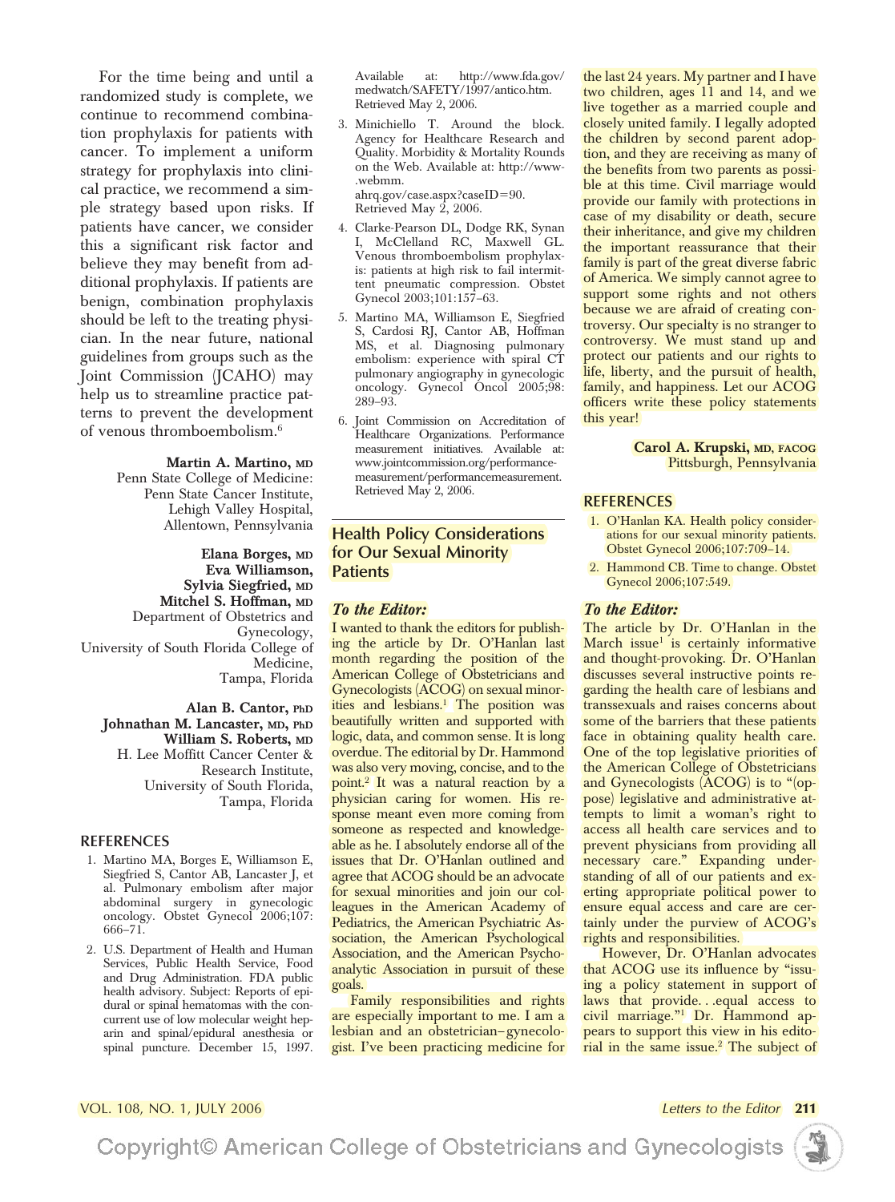For the time being and until a randomized study is complete, we continue to recommend combination prophylaxis for patients with cancer. To implement a uniform strategy for prophylaxis into clinical practice, we recommend a simple strategy based upon risks. If patients have cancer, we consider this a significant risk factor and believe they may benefit from additional prophylaxis. If patients are benign, combination prophylaxis should be left to the treating physician. In the near future, national guidelines from groups such as the Joint Commission (JCAHO) may help us to streamline practice patterns to prevent the development of venous thromboembolism.[6]

**Martin A. Martino, MD**
Penn State College of Medicine:
Penn State Cancer Institute,
Lehigh Valley Hospital,
Allentown, Pennsylvania

**Elana Borges, MD**
**Eva Williamson,**
**Sylvia Siegfried, MD**
**Mitchel S. Hoffman, MD**
Department of Obstetrics and Gynecology,
University of South Florida College of Medicine,
Tampa, Florida

**Alan B. Cantor, PhD**
**Johnathan M. Lancaster, MD, PhD**
**William S. Roberts, MD**
H. Lee Moffitt Cancer Center & Research Institute,
University of South Florida,
Tampa, Florida

## REFERENCES

1. Martino MA, Borges E, Williamson E, Siegfried S, Cantor AB, Lancaster J, et al. Pulmonary embolism after major abdominal surgery in gynecologic oncology. Obstet Gynecol 2006;107:666–71.
2. U.S. Department of Health and Human Services, Public Health Service, Food and Drug Administration. FDA public health advisory. Subject: Reports of epidural or spinal hematomas with the concurrent use of low molecular weight heparin and spinal/epidural anesthesia or spinal puncture. December 15, 1997. Available at: http://www.fda.gov/medwatch/SAFETY/1997/antico.htm. Retrieved May 2, 2006.
3. Minichiello T. Around the block. Agency for Healthcare Research and Quality. Morbidity & Mortality Rounds on the Web. Available at: http://www.webmm.ahrq.gov/case.aspx?caseID=90. Retrieved May 2, 2006.
4. Clarke-Pearson DL, Dodge RK, Synan I, McClelland RC, Maxwell GL. Venous thromboembolism prophylaxis: patients at high risk to fail intermittent pneumatic compression. Obstet Gynecol 2003;101:157–63.
5. Martino MA, Williamson E, Siegfried S, Cardosi RJ, Cantor AB, Hoffman MS, et al. Diagnosing pulmonary embolism: experience with spiral CT pulmonary angiography in gynecologic oncology. Gynecol Oncol 2005;98:289–93.
6. Joint Commission on Accreditation of Healthcare Organizations. Performance measurement initiatives. Available at: www.jointcommission.org/performance-measurement/performancemeasurement. Retrieved May 2, 2006.

## Health Policy Considerations for Our Sexual Minority Patients

***To the Editor:***

I wanted to thank the editors for publishing the article by Dr. O'Hanlan last month regarding the position of the American College of Obstetricians and Gynecologists (ACOG) on sexual minorities and lesbians.[1] The position was beautifully written and supported with logic, data, and common sense. It is long overdue. The editorial by Dr. Hammond was also very moving, concise, and to the point.[2] It was a natural reaction by a physician caring for women. His response meant even more coming from someone as respected and knowledgeable as he. I absolutely endorse all of the issues that Dr. O'Hanlan outlined and agree that ACOG should be an advocate for sexual minorities and join our colleagues in the American Academy of Pediatrics, the American Psychiatric Association, the American Psychological Association, and the American Psychoanalytic Association in pursuit of these goals.

Family responsibilities and rights are especially important to me. I am a lesbian and an obstetrician–gynecologist. I've been practicing medicine for the last 24 years. My partner and I have two children, ages 11 and 14, and we live together as a married couple and closely united family. I legally adopted the children by second parent adoption, and they are receiving as many of the benefits from two parents as possible at this time. Civil marriage would provide our family with protections in case of my disability or death, secure their inheritance, and give my children the important reassurance that their family is part of the great diverse fabric of America. We simply cannot agree to support some rights and not others because we are afraid of creating controversy. Our specialty is no stranger to controversy. We must stand up and protect our patients and our rights to life, liberty, and the pursuit of health, family, and happiness. Let our ACOG officers write these policy statements this year!

**Carol A. Krupski, MD, FACOG**
Pittsburgh, Pennsylvania

## REFERENCES

1. O'Hanlan KA. Health policy considerations for our sexual minority patients. Obstet Gynecol 2006;107:709–14.
2. Hammond CB. Time to change. Obstet Gynecol 2006;107:549.

***To the Editor:***

The article by Dr. O'Hanlan in the March issue[1] is certainly informative and thought-provoking. Dr. O'Hanlan discusses several instructive points regarding the health care of lesbians and transsexuals and raises concerns about some of the barriers that these patients face in obtaining quality health care. One of the top legislative priorities of the American College of Obstetricians and Gynecologists (ACOG) is to "(oppose) legislative and administrative attempts to limit a woman's right to access all health care services and to prevent physicians from providing all necessary care." Expanding understanding of all of our patients and exerting appropriate political power to ensure equal access and care are certainly under the purview of ACOG's rights and responsibilities.

However, Dr. O'Hanlan advocates that ACOG use its influence by "issuing a policy statement in support of laws that provide. . .equal access to civil marriage."[1] Dr. Hammond appears to support this view in his editorial in the same issue.[2] The subject of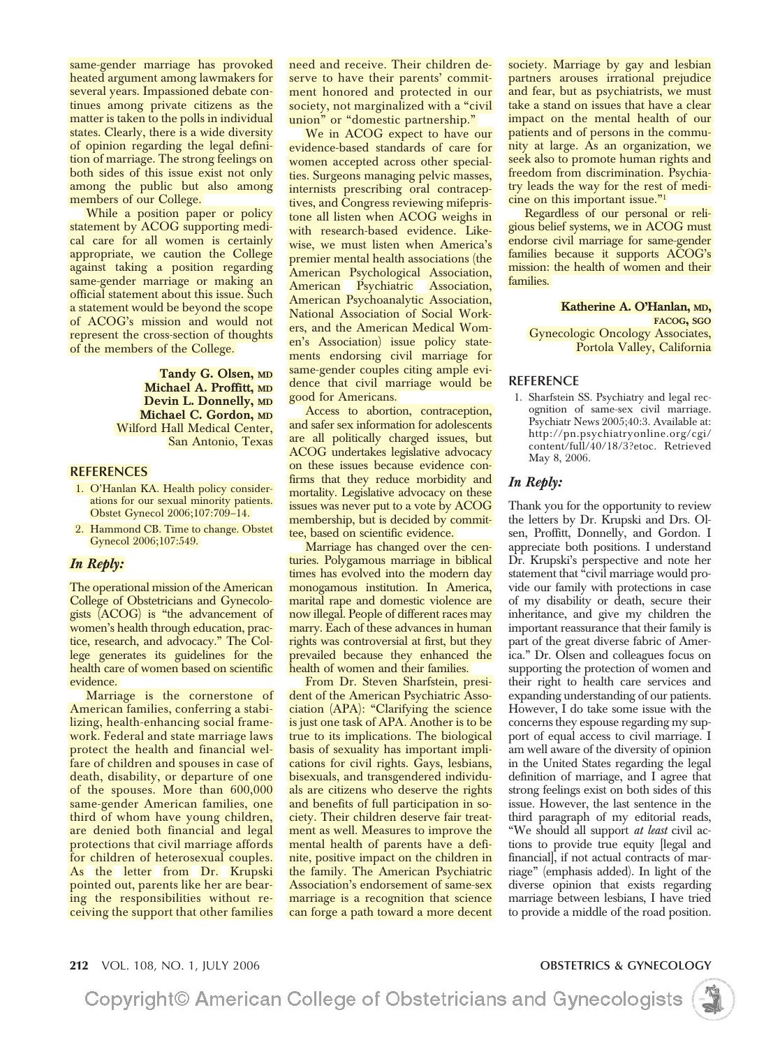same-gender marriage has provoked heated argument among lawmakers for several years. Impassioned debate continues among private citizens as the matter is taken to the polls in individual states. Clearly, there is a wide diversity of opinion regarding the legal definition of marriage. The strong feelings on both sides of this issue exist not only among the public but also among members of our College.

While a position paper or policy statement by ACOG supporting medical care for all women is certainly appropriate, we caution the College against taking a position regarding same-gender marriage or making an official statement about this issue. Such a statement would be beyond the scope of ACOG's mission and would not represent the cross-section of thoughts of the members of the College.

**Tandy G. Olsen, MD**
**Michael A. Proffitt, MD**
**Devin L. Donnelly, MD**
**Michael C. Gordon, MD**
Wilford Hall Medical Center,
San Antonio, Texas

## REFERENCES

1. O'Hanlan KA. Health policy considerations for our sexual minority patients. Obstet Gynecol 2006;107:709–14.
2. Hammond CB. Time to change. Obstet Gynecol 2006;107:549.

### *In Reply:*

The operational mission of the American College of Obstetricians and Gynecologists (ACOG) is "the advancement of women's health through education, practice, research, and advocacy." The College generates its guidelines for the health care of women based on scientific evidence.

Marriage is the cornerstone of American families, conferring a stabilizing, health-enhancing social framework. Federal and state marriage laws protect the health and financial welfare of children and spouses in case of death, disability, or departure of one of the spouses. More than 600,000 same-gender American families, one third of whom have young children, are denied both financial and legal protections that civil marriage affords for children of heterosexual couples. As the letter from Dr. Krupski pointed out, parents like her are bearing the responsibilities without receiving the support that other families need and receive. Their children deserve to have their parents' commitment honored and protected in our society, not marginalized with a "civil union" or "domestic partnership."

We in ACOG expect to have our evidence-based standards of care for women accepted across other specialties. Surgeons managing pelvic masses, internists prescribing oral contraceptives, and Congress reviewing mifepristone all listen when ACOG weighs in with research-based evidence. Likewise, we must listen when America's premier mental health associations (the American Psychological Association, American Psychiatric Association, American Psychoanalytic Association, National Association of Social Workers, and the American Medical Women's Association) issue policy statements endorsing civil marriage for same-gender couples citing ample evidence that civil marriage would be good for Americans.

Access to abortion, contraception, and safer sex information for adolescents are all politically charged issues, but ACOG undertakes legislative advocacy on these issues because evidence confirms that they reduce morbidity and mortality. Legislative advocacy on these issues was never put to a vote by ACOG membership, but is decided by committee, based on scientific evidence.

Marriage has changed over the centuries. Polygamous marriage in biblical times has evolved into the modern day monogamous institution. In America, marital rape and domestic violence are now illegal. People of different races may marry. Each of these advances in human rights was controversial at first, but they prevailed because they enhanced the health of women and their families.

From Dr. Steven Sharfstein, president of the American Psychiatric Association (APA): "Clarifying the science is just one task of APA. Another is to be true to its implications. The biological basis of sexuality has important implications for civil rights. Gays, lesbians, bisexuals, and transgendered individuals are citizens who deserve the rights and benefits of full participation in society. Their children deserve fair treatment as well. Measures to improve the mental health of parents have a definite, positive impact on the children in the family. The American Psychiatric Association's endorsement of same-sex marriage is a recognition that science can forge a path toward a more decent society. Marriage by gay and lesbian partners arouses irrational prejudice and fear, but as psychiatrists, we must take a stand on issues that have a clear impact on the mental health of our patients and of persons in the community at large. As an organization, we seek also to promote human rights and freedom from discrimination. Psychiatry leads the way for the rest of medicine on this important issue."[1]

Regardless of our personal or religious belief systems, we in ACOG must endorse civil marriage for same-gender families because it supports ACOG's mission: the health of women and their families.

**Katherine A. O'Hanlan, MD, FACOG, SGO**
Gynecologic Oncology Associates,
Portola Valley, California

## REFERENCE

1. Sharfstein SS. Psychiatry and legal recognition of same-sex civil marriage. Psychiatr News 2005;40:3. Available at: http://pn.psychiatryonline.org/cgi/content/full/40/18/3?etoc. Retrieved May 8, 2006.

### *In Reply:*

Thank you for the opportunity to review the letters by Dr. Krupski and Drs. Olsen, Proffitt, Donnelly, and Gordon. I appreciate both positions. I understand Dr. Krupski's perspective and note her statement that "civil marriage would provide our family with protections in case of my disability or death, secure their inheritance, and give my children the important reassurance that their family is part of the great diverse fabric of America." Dr. Olsen and colleagues focus on supporting the protection of women and their right to health care services and expanding understanding of our patients. However, I do take some issue with the concerns they espouse regarding my support of equal access to civil marriage. I am well aware of the diversity of opinion in the United States regarding the legal definition of marriage, and I agree that strong feelings exist on both sides of this issue. However, the last sentence in the third paragraph of my editorial reads, "We should all support *at least* civil actions to provide true equity [legal and financial], if not actual contracts of marriage" (emphasis added). In light of the diverse opinion that exists regarding marriage between lesbians, I have tried to provide a middle of the road position.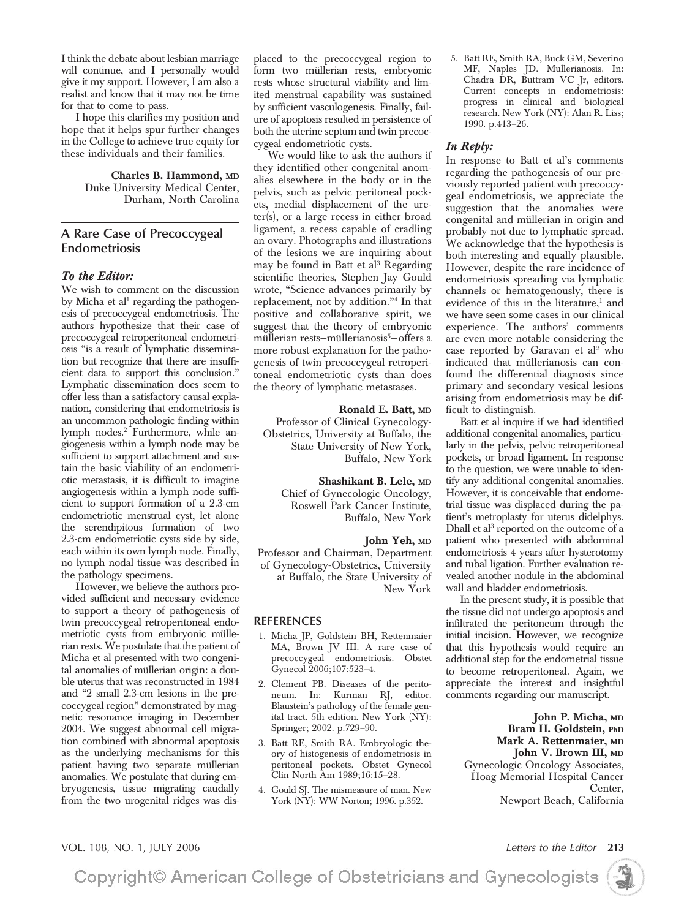I think the debate about lesbian marriage will continue, and I personally would give it my support. However, I am also a realist and know that it may not be time for that to come to pass.

I hope this clarifies my position and hope that it helps spur further changes in the College to achieve true equity for these individuals and their families.

**Charles B. Hammond, MD**
Duke University Medical Center,
Durham, North Carolina

## A Rare Case of Precoccygeal Endometriosis

### *To the Editor:*

We wish to comment on the discussion by Micha et al[1] regarding the pathogenesis of precoccygeal endometriosis. The authors hypothesize that their case of precoccygeal retroperitoneal endometriosis "is a result of lymphatic dissemination but recognize that there are insufficient data to support this conclusion." Lymphatic dissemination does seem to offer less than a satisfactory causal explanation, considering that endometriosis is an uncommon pathologic finding within lymph nodes.[2] Furthermore, while angiogenesis within a lymph node may be sufficient to support attachment and sustain the basic viability of an endometriotic metastasis, it is difficult to imagine angiogenesis within a lymph node sufficient to support formation of a 2.3-cm endometriotic menstrual cyst, let alone the serendipitous formation of two 2.3-cm endometriotic cysts side by side, each within its own lymph node. Finally, no lymph nodal tissue was described in the pathology specimens.

However, we believe the authors provided sufficient and necessary evidence to support a theory of pathogenesis of twin precoccygeal retroperitoneal endometriotic cysts from embryonic müllerian rests. We postulate that the patient of Micha et al presented with two congenital anomalies of müllerian origin: a double uterus that was reconstructed in 1984 and "2 small 2.3-cm lesions in the precoccygeal region" demonstrated by magnetic resonance imaging in December 2004. We suggest abnormal cell migration combined with abnormal apoptosis as the underlying mechanisms for this patient having two separate müllerian anomalies. We postulate that during embryogenesis, tissue migrating caudally from the two urogenital ridges was displaced to the precoccygeal region to form two müllerian rests, embryonic rests whose structural viability and limited menstrual capability was sustained by sufficient vasculogenesis. Finally, failure of apoptosis resulted in persistence of both the uterine septum and twin precoccygeal endometriotic cysts.

We would like to ask the authors if they identified other congenital anomalies elsewhere in the body or in the pelvis, such as pelvic peritoneal pockets, medial displacement of the ureter(s), or a large recess in either broad ligament, a recess capable of cradling an ovary. Photographs and illustrations of the lesions we are inquiring about may be found in Batt et al[3] Regarding scientific theories, Stephen Jay Gould wrote, "Science advances primarily by replacement, not by addition."[4] In that positive and collaborative spirit, we suggest that the theory of embryonic müllerian rests–müllerianosis[5]– offers a more robust explanation for the pathogenesis of twin precoccygeal retroperitoneal endometriotic cysts than does the theory of lymphatic metastases.

**Ronald E. Batt, MD**
Professor of Clinical Gynecology-Obstetrics, University at Buffalo, the State University of New York, Buffalo, New York

**Shashikant B. Lele, MD**
Chief of Gynecologic Oncology, Roswell Park Cancer Institute, Buffalo, New York

**John Yeh, MD**
Professor and Chairman, Department of Gynecology-Obstetrics, University at Buffalo, the State University of New York

### REFERENCES

1. Micha JP, Goldstein BH, Rettenmaier MA, Brown JV III. A rare case of precoccygeal endometriosis. Obstet Gynecol 2006;107:523–4.
2. Clement PB. Diseases of the peritoneum. In: Kurman RJ, editor. Blaustein's pathology of the female genital tract. 5th edition. New York (NY): Springer; 2002. p.729–90.
3. Batt RE, Smith RA. Embryologic theory of histogenesis of endometriosis in peritoneal pockets. Obstet Gynecol Clin North Am 1989;16:15–28.
4. Gould SJ. The mismeasure of man. New York (NY): WW Norton; 1996. p.352.
5. Batt RE, Smith RA, Buck GM, Severino MF, Naples JD. Mullerianosis. In: Chadra DR, Buttram VC Jr, editors. Current concepts in endometriosis: progress in clinical and biological research. New York (NY): Alan R. Liss; 1990. p.413–26.

### *In Reply:*

In response to Batt et al's comments regarding the pathogenesis of our previously reported patient with precoccygeal endometriosis, we appreciate the suggestion that the anomalies were congenital and müllerian in origin and probably not due to lymphatic spread. We acknowledge that the hypothesis is both interesting and equally plausible. However, despite the rare incidence of endometriosis spreading via lymphatic channels or hematogenously, there is evidence of this in the literature,[1] and we have seen some cases in our clinical experience. The authors' comments are even more notable considering the case reported by Garavan et al[2] who indicated that müllerianosis can confound the differential diagnosis since primary and secondary vesical lesions arising from endometriosis may be difficult to distinguish.

Batt et al inquire if we had identified additional congenital anomalies, particularly in the pelvis, pelvic retroperitoneal pockets, or broad ligament. In response to the question, we were unable to identify any additional congenital anomalies. However, it is conceivable that endometrial tissue was displaced during the patient's metroplasty for uterus didelphys. Dhall et al[3] reported on the outcome of a patient who presented with abdominal endometriosis 4 years after hysterotomy and tubal ligation. Further evaluation revealed another nodule in the abdominal wall and bladder endometriosis.

In the present study, it is possible that the tissue did not undergo apoptosis and infiltrated the peritoneum through the initial incision. However, we recognize that this hypothesis would require an additional step for the endometrial tissue to become retroperitoneal. Again, we appreciate the interest and insightful comments regarding our manuscript.

**John P. Micha, MD**
**Bram H. Goldstein, PhD**
**Mark A. Rettenmaier, MD**
**John V. Brown III, MD**
Gynecologic Oncology Associates, Hoag Memorial Hospital Cancer Center, Newport Beach, California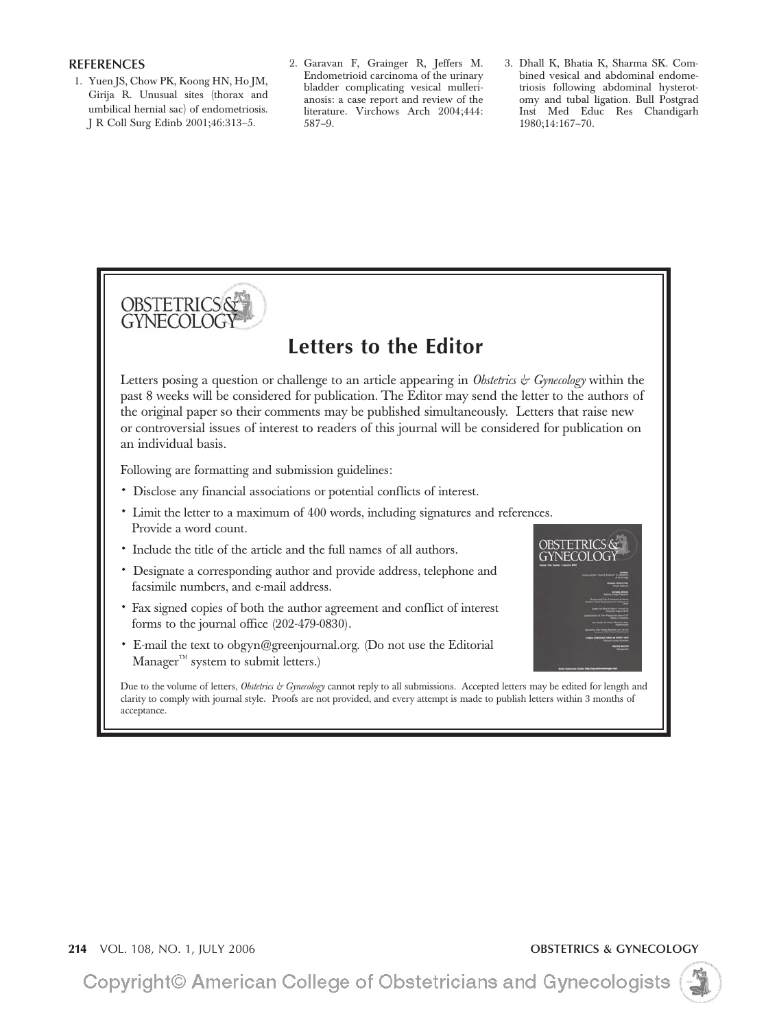## REFERENCES

1. Yuen JS, Chow PK, Koong HN, Ho JM, Girija R. Unusual sites (thorax and umbilical hernial sac) of endometriosis. J R Coll Surg Edinb 2001;46:313–5.
2. Garavan F, Grainger R, Jeffers M. Endometrioid carcinoma of the urinary bladder complicating vesical mulleri-anosis: a case report and review of the literature. Virchows Arch 2004;444: 587–9.
3. Dhall K, Bhatia K, Sharma SK. Combined vesical and abdominal endometriosis following abdominal hysterotomy and tubal ligation. Bull Postgrad Inst Med Educ Res Chandigarh 1980;14:167–70.

OBSTETRICS & GYNECOLOGY

## Letters to the Editor

Letters posing a question or challenge to an article appearing in *Obstetrics & Gynecology* within the past 8 weeks will be considered for publication. The Editor may send the letter to the authors of the original paper so their comments may be published simultaneously. Letters that raise new or controversial issues of interest to readers of this journal will be considered for publication on an individual basis.

Following are formatting and submission guidelines:

- Disclose any financial associations or potential conflicts of interest.
- Limit the letter to a maximum of 400 words, including signatures and references. Provide a word count.
- Include the title of the article and the full names of all authors.
- Designate a corresponding author and provide address, telephone and facsimile numbers, and e-mail address.
- Fax signed copies of both the author agreement and conflict of interest forms to the journal office (202-479-0830).
- E-mail the text to obgyn@greenjournal.org. (Do not use the Editorial Manager™ system to submit letters.)

Due to the volume of letters, *Obstetrics & Gynecology* cannot reply to all submissions. Accepted letters may be edited for length and clarity to comply with journal style. Proofs are not provided, and every attempt is made to publish letters within 3 months of acceptance.

Copyright© American College of Obstetricians and Gynecologists